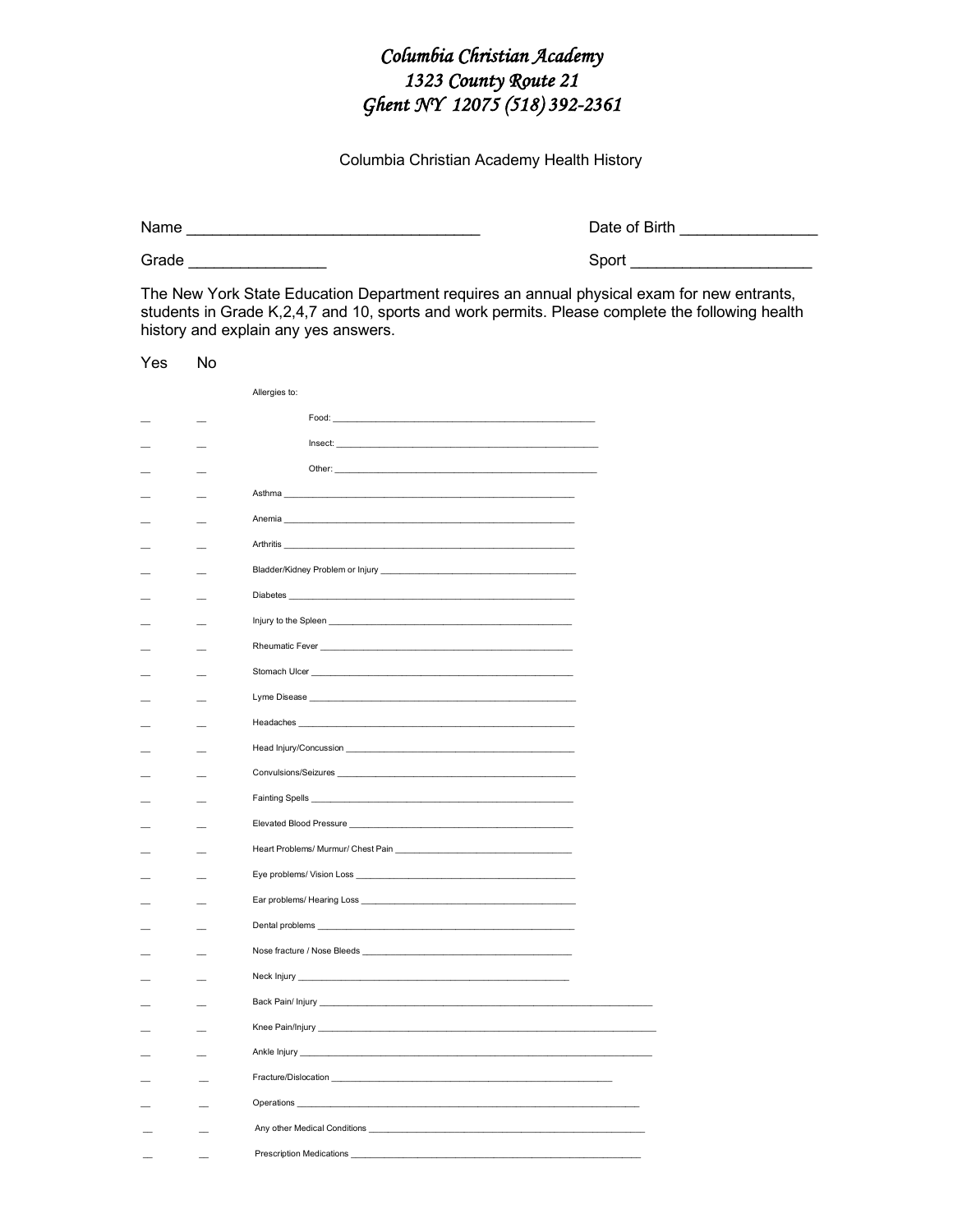*Columbia Christian Academy*
*1323 County Route 21*
*Ghent NY 12075 (518) 392-2361*

Columbia Christian Academy Health History

Name ________________________________ Date of Birth _______________

Grade _______________ Sport ____________________

The New York State Education Department requires an annual physical exam for new entrants, students in Grade K,2,4,7 and 10, sports and work permits. Please complete the following health history and explain any yes answers.

| Yes | No | |
|---|---|---|
| | | Allergies to: |
| __ | __ | Food: ______________________________ |
| __ | __ | Insect: ______________________________ |
| __ | __ | Other: ______________________________ |
| __ | __ | Asthma ______________________________ |
| __ | __ | Anemia ______________________________ |
| __ | __ | Arthritis ______________________________ |
| __ | __ | Bladder/Kidney Problem or Injury ______________________________ |
| __ | __ | Diabetes ______________________________ |
| __ | __ | Injury to the Spleen ______________________________ |
| __ | __ | Rheumatic Fever ______________________________ |
| __ | __ | Stomach Ulcer ______________________________ |
| __ | __ | Lyme Disease ______________________________ |
| __ | __ | Headaches ______________________________ |
| __ | __ | Head Injury/Concussion ______________________________ |
| __ | __ | Convulsions/Seizures ______________________________ |
| __ | __ | Fainting Spells ______________________________ |
| __ | __ | Elevated Blood Pressure ______________________________ |
| __ | __ | Heart Problems/ Murmur/ Chest Pain ______________________________ |
| __ | __ | Eye problems/ Vision Loss ______________________________ |
| __ | __ | Ear problems/ Hearing Loss ______________________________ |
| __ | __ | Dental problems ______________________________ |
| __ | __ | Nose fracture / Nose Bleeds ______________________________ |
| __ | __ | Neck Injury ______________________________ |
| __ | __ | Back Pain/ Injury ______________________________ |
| __ | __ | Knee Pain/Injury ______________________________ |
| __ | __ | Ankle Injury ______________________________ |
| __ | __ | Fracture/Dislocation ______________________________ |
| __ | __ | Operations ______________________________ |
| __ | __ | Any other Medical Conditions ______________________________ |
| __ | __ | Prescription Medications ______________________________ |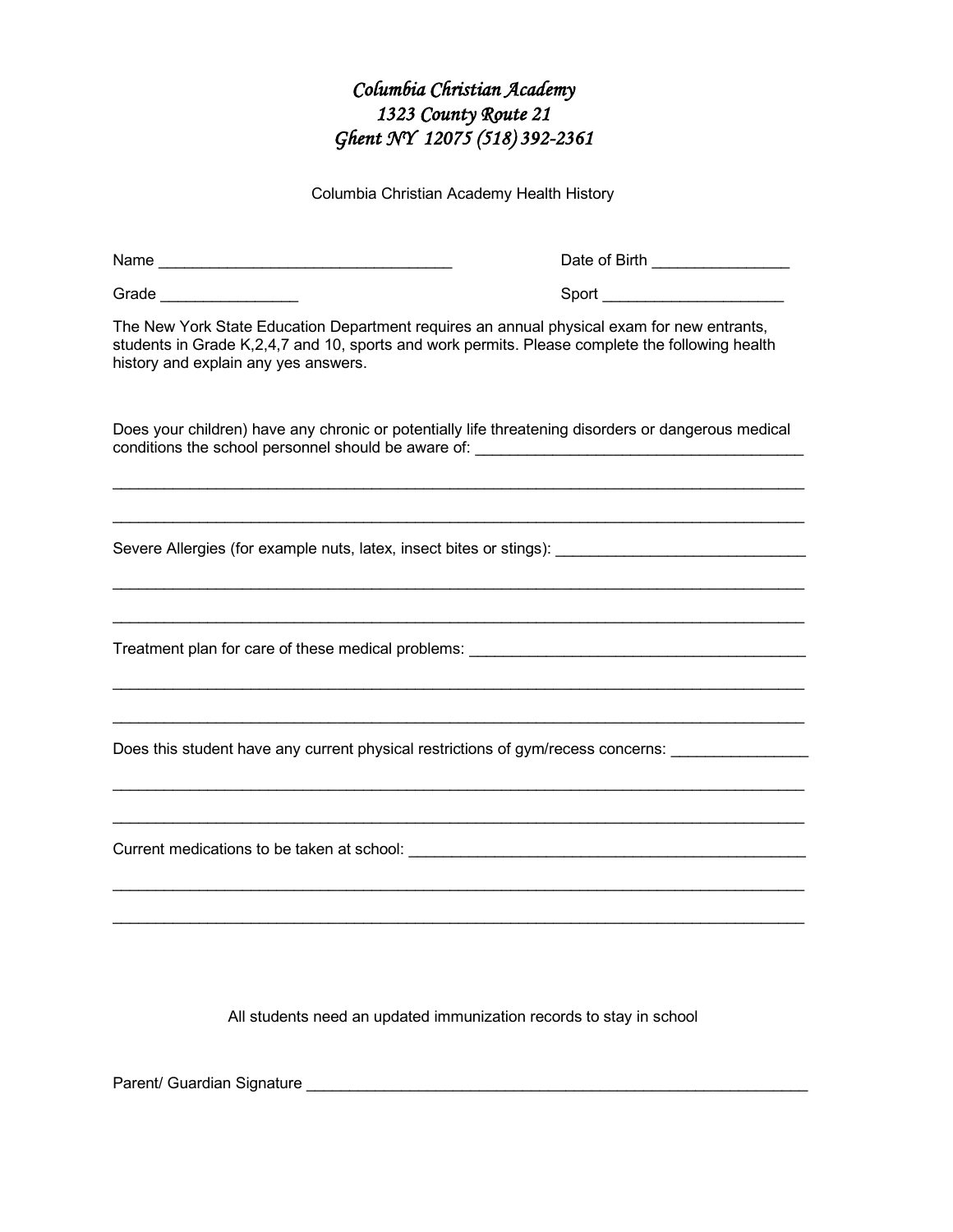*Columbia Christian Academy*
*1323 County Route 21*
*Ghent NY 12075 (518) 392-2361*

Columbia Christian Academy Health History

Name ___________________________________ Date of Birth ________________

Grade ________________ Sport _____________________

The New York State Education Department requires an annual physical exam for new entrants, students in Grade K,2,4,7 and 10, sports and work permits. Please complete the following health history and explain any yes answers.

Does your children) have any chronic or potentially life threatening disorders or dangerous medical conditions the school personnel should be aware of: ______________________________________

_________________________________________________________________________________

_________________________________________________________________________________

Severe Allergies (for example nuts, latex, insect bites or stings): _____________________________

_________________________________________________________________________________

_________________________________________________________________________________

Treatment plan for care of these medical problems: _______________________________________

_________________________________________________________________________________

_________________________________________________________________________________

Does this student have any current physical restrictions of gym/recess concerns: _______________

_________________________________________________________________________________

_________________________________________________________________________________

Current medications to be taken at school: _____________________________________________

_________________________________________________________________________________

_________________________________________________________________________________

All students need an updated immunization records to stay in school

Parent/ Guardian Signature ____________________________________________________________